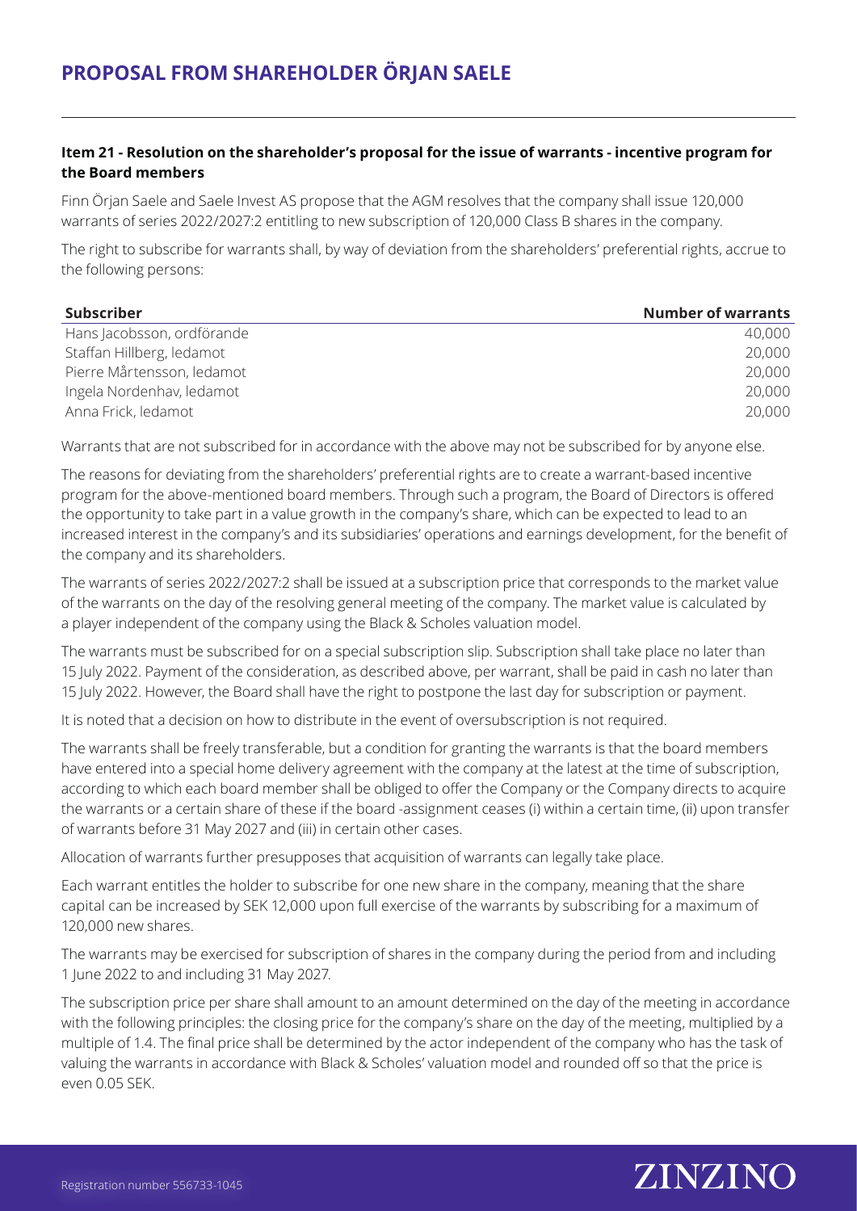# PROPOSAL FROM SHAREHOLDER ÖRJAN SAELE

### Item 21 - Resolution on the shareholder's proposal for the issue of warrants - incentive program for the Board members

Finn Örjan Saele and Saele Invest AS propose that the AGM resolves that the company shall issue 120,000 warrants of series 2022/2027:2 entitling to new subscription of 120,000 Class B shares in the company.

The right to subscribe for warrants shall, by way of deviation from the shareholders' preferential rights, accrue to the following persons:

| Subscriber | Number of warrants |
|---|---|
| Hans Jacobsson, ordförande | 40,000 |
| Staffan Hillberg, ledamot | 20,000 |
| Pierre Mårtensson, ledamot | 20,000 |
| Ingela Nordenhav, ledamot | 20,000 |
| Anna Frick, ledamot | 20,000 |

Warrants that are not subscribed for in accordance with the above may not be subscribed for by anyone else.

The reasons for deviating from the shareholders' preferential rights are to create a warrant-based incentive program for the above-mentioned board members. Through such a program, the Board of Directors is offered the opportunity to take part in a value growth in the company's share, which can be expected to lead to an increased interest in the company's and its subsidiaries' operations and earnings development, for the benefit of the company and its shareholders.

The warrants of series 2022/2027:2 shall be issued at a subscription price that corresponds to the market value of the warrants on the day of the resolving general meeting of the company. The market value is calculated by a player independent of the company using the Black & Scholes valuation model.

The warrants must be subscribed for on a special subscription slip. Subscription shall take place no later than 15 July 2022. Payment of the consideration, as described above, per warrant, shall be paid in cash no later than 15 July 2022. However, the Board shall have the right to postpone the last day for subscription or payment.

It is noted that a decision on how to distribute in the event of oversubscription is not required.

The warrants shall be freely transferable, but a condition for granting the warrants is that the board members have entered into a special home delivery agreement with the company at the latest at the time of subscription, according to which each board member shall be obliged to offer the Company or the Company directs to acquire the warrants or a certain share of these if the board -assignment ceases (i) within a certain time, (ii) upon transfer of warrants before 31 May 2027 and (iii) in certain other cases.

Allocation of warrants further presupposes that acquisition of warrants can legally take place.

Each warrant entitles the holder to subscribe for one new share in the company, meaning that the share capital can be increased by SEK 12,000 upon full exercise of the warrants by subscribing for a maximum of 120,000 new shares.

The warrants may be exercised for subscription of shares in the company during the period from and including 1 June 2022 to and including 31 May 2027.

The subscription price per share shall amount to an amount determined on the day of the meeting in accordance with the following principles: the closing price for the company's share on the day of the meeting, multiplied by a multiple of 1.4. The final price shall be determined by the actor independent of the company who has the task of valuing the warrants in accordance with Black & Scholes' valuation model and rounded off so that the price is even 0.05 SEK.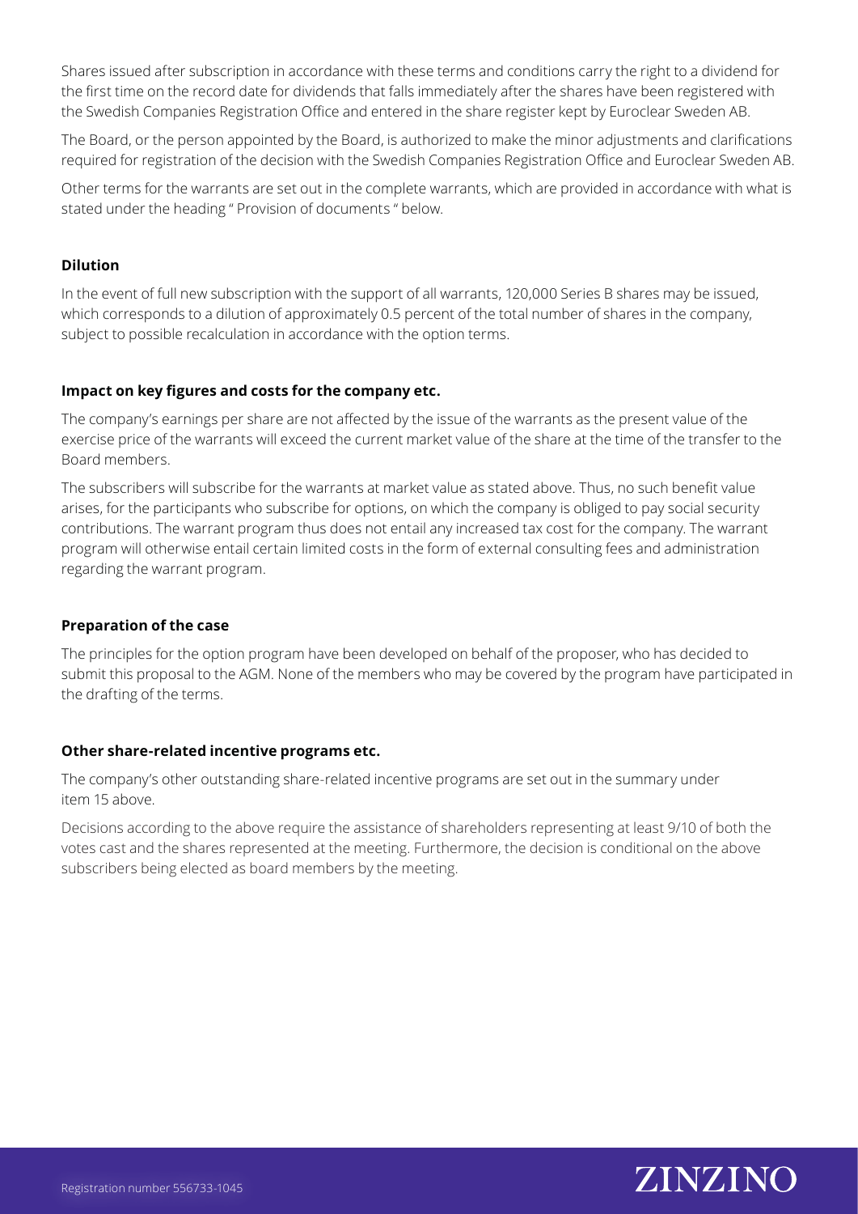Shares issued after subscription in accordance with these terms and conditions carry the right to a dividend for the first time on the record date for dividends that falls immediately after the shares have been registered with the Swedish Companies Registration Office and entered in the share register kept by Euroclear Sweden AB.

The Board, or the person appointed by the Board, is authorized to make the minor adjustments and clarifications required for registration of the decision with the Swedish Companies Registration Office and Euroclear Sweden AB.

Other terms for the warrants are set out in the complete warrants, which are provided in accordance with what is stated under the heading " Provision of documents " below.

**Dilution**

In the event of full new subscription with the support of all warrants, 120,000 Series B shares may be issued, which corresponds to a dilution of approximately 0.5 percent of the total number of shares in the company, subject to possible recalculation in accordance with the option terms.

**Impact on key figures and costs for the company etc.**

The company's earnings per share are not affected by the issue of the warrants as the present value of the exercise price of the warrants will exceed the current market value of the share at the time of the transfer to the Board members.

The subscribers will subscribe for the warrants at market value as stated above. Thus, no such benefit value arises, for the participants who subscribe for options, on which the company is obliged to pay social security contributions. The warrant program thus does not entail any increased tax cost for the company. The warrant program will otherwise entail certain limited costs in the form of external consulting fees and administration regarding the warrant program.

**Preparation of the case**

The principles for the option program have been developed on behalf of the proposer, who has decided to submit this proposal to the AGM. None of the members who may be covered by the program have participated in the drafting of the terms.

**Other share-related incentive programs etc.**

The company's other outstanding share-related incentive programs are set out in the summary under item 15 above.

Decisions according to the above require the assistance of shareholders representing at least 9/10 of both the votes cast and the shares represented at the meeting. Furthermore, the decision is conditional on the above subscribers being elected as board members by the meeting.